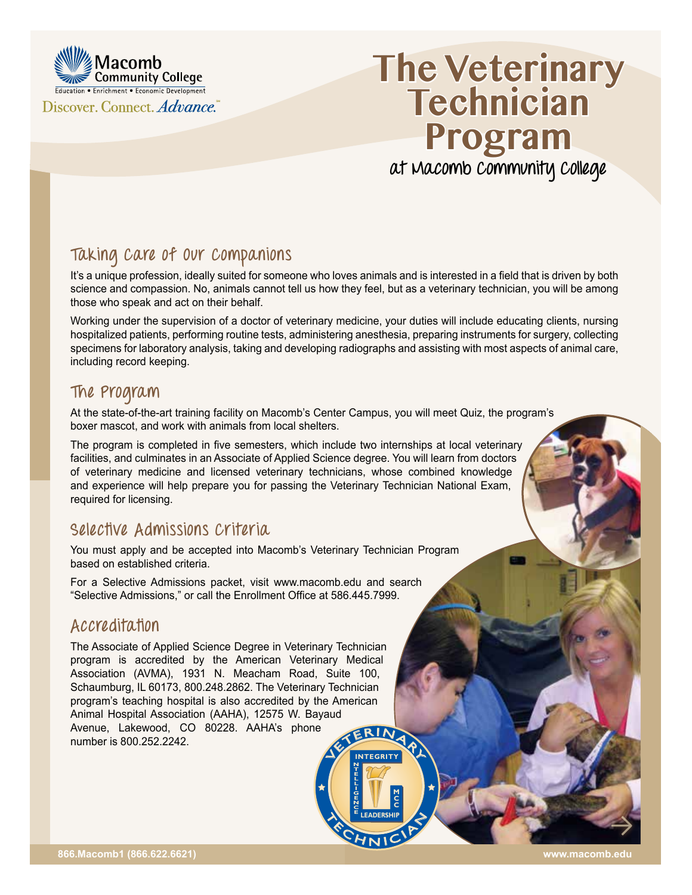Macomb Community College

Education • Enrichment • Economic Development

Discover. Connect. *Advance.*

# The Veterinary Technician Program

at Macomb Community College

## Taking Care of Our Companions

It's a unique profession, ideally suited for someone who loves animals and is interested in a field that is driven by both science and compassion. No, animals cannot tell us how they feel, but as a veterinary technician, you will be among those who speak and act on their behalf.

Working under the supervision of a doctor of veterinary medicine, your duties will include educating clients, nursing hospitalized patients, performing routine tests, administering anesthesia, preparing instruments for surgery, collecting specimens for laboratory analysis, taking and developing radiographs and assisting with most aspects of animal care, including record keeping.

## The Program

At the state-of-the-art training facility on Macomb's Center Campus, you will meet Quiz, the program's boxer mascot, and work with animals from local shelters.

The program is completed in five semesters, which include two internships at local veterinary facilities, and culminates in an Associate of Applied Science degree. You will learn from doctors of veterinary medicine and licensed veterinary technicians, whose combined knowledge and experience will help prepare you for passing the Veterinary Technician National Exam, required for licensing.

## Selective Admissions Criteria

You must apply and be accepted into Macomb's Veterinary Technician Program based on established criteria.

For a Selective Admissions packet, visit www.macomb.edu and search "Selective Admissions," or call the Enrollment Office at 586.445.7999.

## Accreditation

The Associate of Applied Science Degree in Veterinary Technician program is accredited by the American Veterinary Medical Association (AVMA), 1931 N. Meacham Road, Suite 100, Schaumburg, IL 60173, 800.248.2862. The Veterinary Technician program's teaching hospital is also accredited by the American Animal Hospital Association (AAHA), 12575 W. Bayaud Avenue, Lakewood, CO 80228. AAHA's phone number is 800.252.2242.

866.Macomb1 (866.622.6621) www.macomb.edu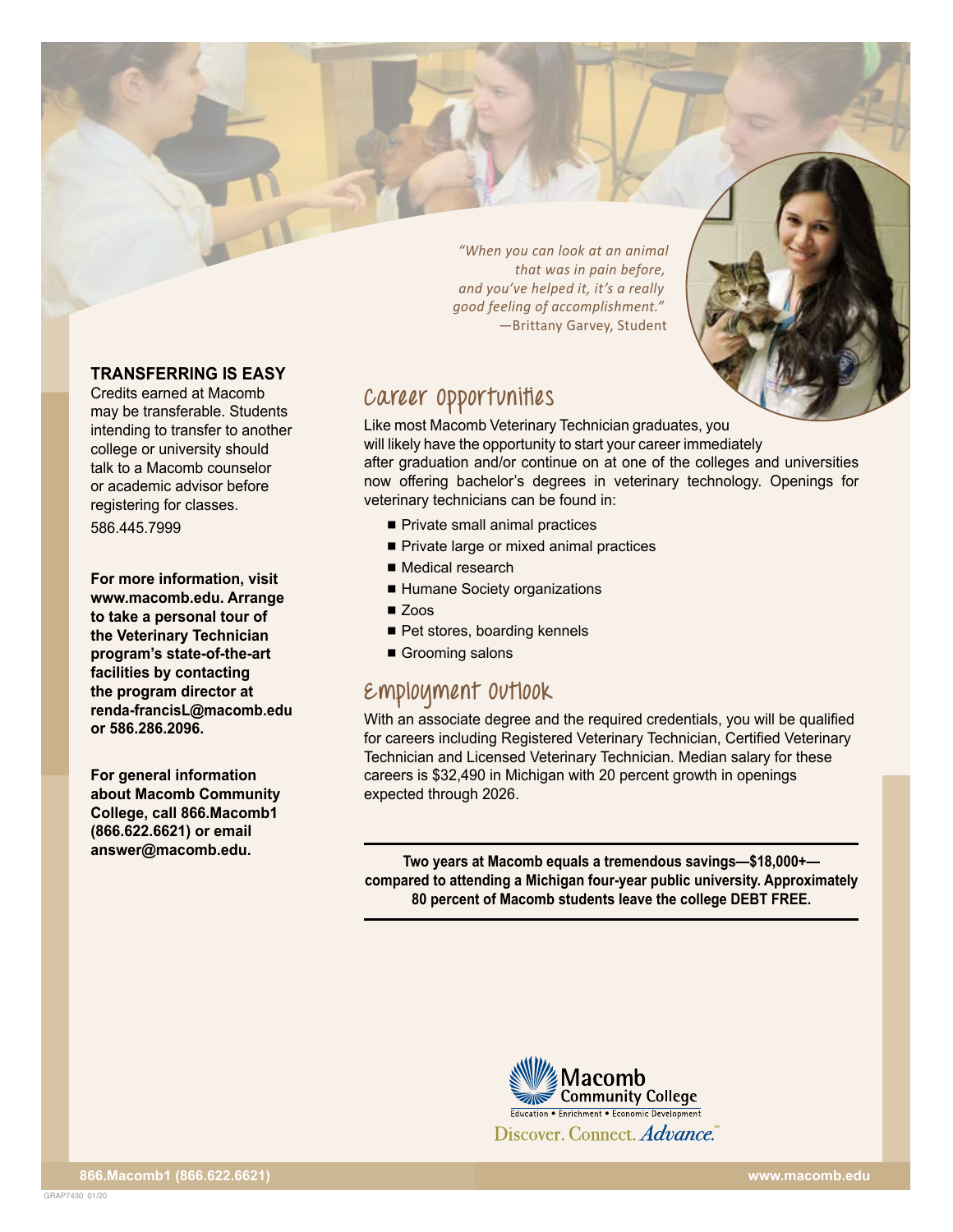*"When you can look at an animal that was in pain before, and you've helped it, it's a really good feeling of accomplishment."*
—Brittany Garvey, Student

**TRANSFERRING IS EASY**

Credits earned at Macomb may be transferable. Students intending to transfer to another college or university should talk to a Macomb counselor or academic advisor before registering for classes.
586.445.7999

**For more information, visit www.macomb.edu. Arrange to take a personal tour of the Veterinary Technician program's state-of-the-art facilities by contacting the program director at renda-francisL@macomb.edu or 586.286.2096.**

**For general information about Macomb Community College, call 866.Macomb1 (866.622.6621) or email answer@macomb.edu.**

## Career Opportunities

Like most Macomb Veterinary Technician graduates, you will likely have the opportunity to start your career immediately after graduation and/or continue on at one of the colleges and universities now offering bachelor's degrees in veterinary technology. Openings for veterinary technicians can be found in:

- Private small animal practices
- Private large or mixed animal practices
- Medical research
- Humane Society organizations
- Zoos
- Pet stores, boarding kennels
- Grooming salons

## Employment Outlook

With an associate degree and the required credentials, you will be qualified for careers including Registered Veterinary Technician, Certified Veterinary Technician and Licensed Veterinary Technician. Median salary for these careers is $32,490 in Michigan with 20 percent growth in openings expected through 2026.

**Two years at Macomb equals a tremendous savings—$18,000+—compared to attending a Michigan four-year public university. Approximately 80 percent of Macomb students leave the college DEBT FREE.**

Macomb Community College
Education • Enrichment • Economic Development
Discover. Connect. *Advance.*

866.Macomb1 (866.622.6621)

www.macomb.edu

GRAP7430 01/20